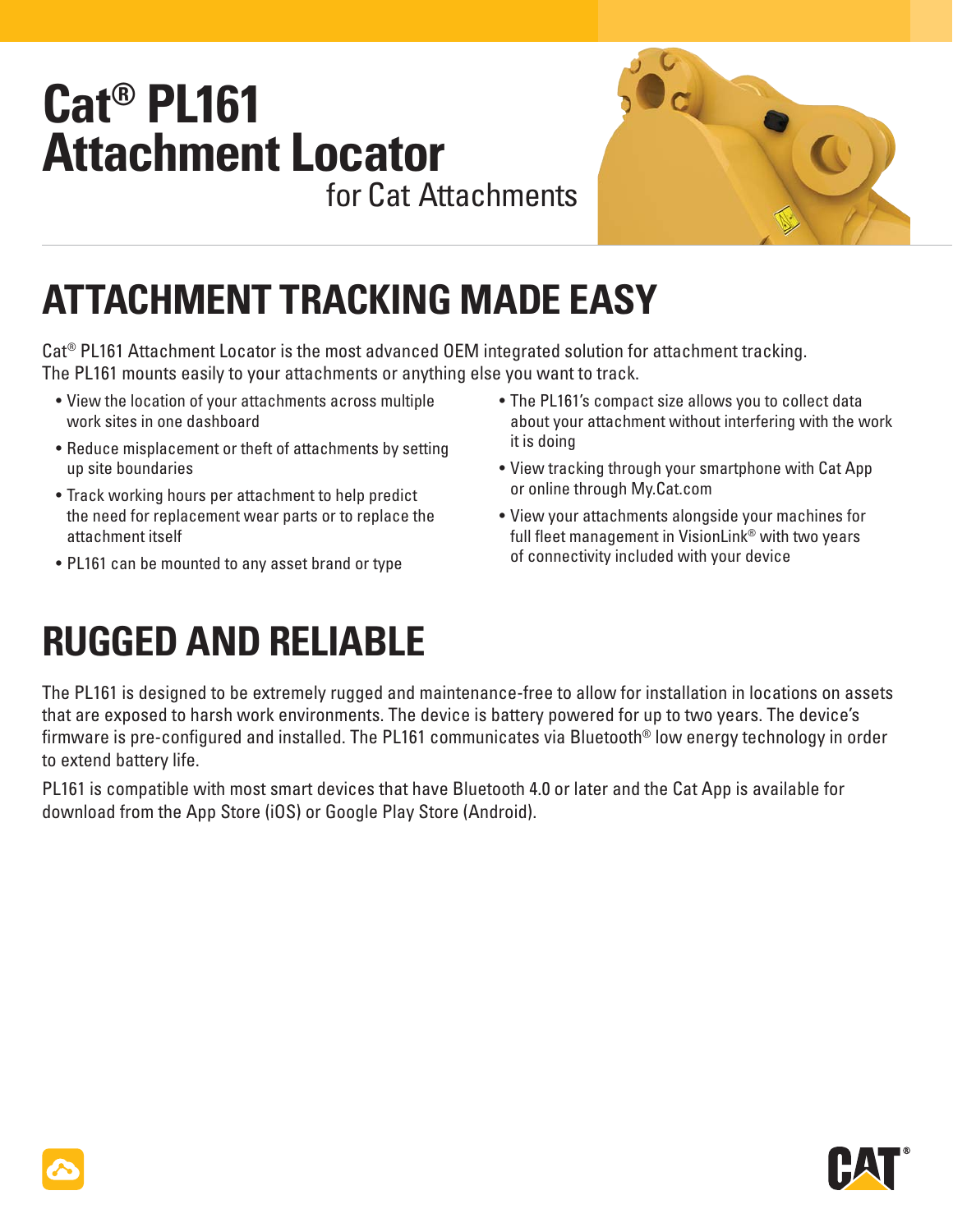# Cat® PL161 Attachment Locator

for Cat Attachments

## ATTACHMENT TRACKING MADE EASY

Cat® PL161 Attachment Locator is the most advanced OEM integrated solution for attachment tracking. The PL161 mounts easily to your attachments or anything else you want to track.

- View the location of your attachments across multiple work sites in one dashboard
- Reduce misplacement or theft of attachments by setting up site boundaries
- Track working hours per attachment to help predict the need for replacement wear parts or to replace the attachment itself
- PL161 can be mounted to any asset brand or type
- The PL161's compact size allows you to collect data about your attachment without interfering with the work it is doing
- View tracking through your smartphone with Cat App or online through My.Cat.com
- View your attachments alongside your machines for full fleet management in VisionLink® with two years of connectivity included with your device

## RUGGED AND RELIABLE

The PL161 is designed to be extremely rugged and maintenance-free to allow for installation in locations on assets that are exposed to harsh work environments. The device is battery powered for up to two years. The device's firmware is pre-configured and installed. The PL161 communicates via Bluetooth® low energy technology in order to extend battery life.

PL161 is compatible with most smart devices that have Bluetooth 4.0 or later and the Cat App is available for download from the App Store (iOS) or Google Play Store (Android).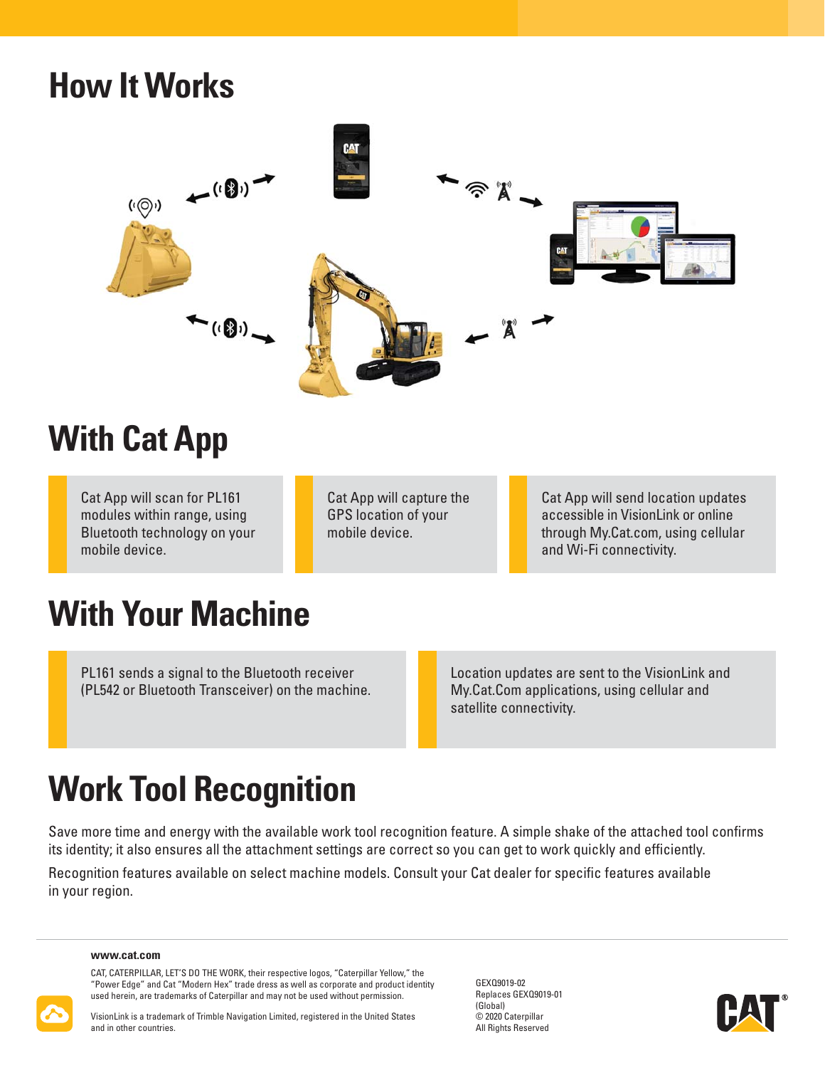# How It Works

## With Cat App

Cat App will scan for PL161 modules within range, using Bluetooth technology on your mobile device.

Cat App will capture the GPS location of your mobile device.

Cat App will send location updates accessible in VisionLink or online through My.Cat.com, using cellular and Wi-Fi connectivity.

## With Your Machine

PL161 sends a signal to the Bluetooth receiver (PL542 or Bluetooth Transceiver) on the machine.

Location updates are sent to the VisionLink and My.Cat.Com applications, using cellular and satellite connectivity.

## Work Tool Recognition

Save more time and energy with the available work tool recognition feature. A simple shake of the attached tool confirms its identity; it also ensures all the attachment settings are correct so you can get to work quickly and efficiently.

Recognition features available on select machine models. Consult your Cat dealer for specific features available in your region.

**www.cat.com**

CAT, CATERPILLAR, LET'S DO THE WORK, their respective logos, "Caterpillar Yellow," the "Power Edge" and Cat "Modern Hex" trade dress as well as corporate and product identity used herein, are trademarks of Caterpillar and may not be used without permission.

VisionLink is a trademark of Trimble Navigation Limited, registered in the United States and in other countries.

GEXQ9019-02
Replaces GEXQ9019-01
(Global)
© 2020 Caterpillar
All Rights Reserved